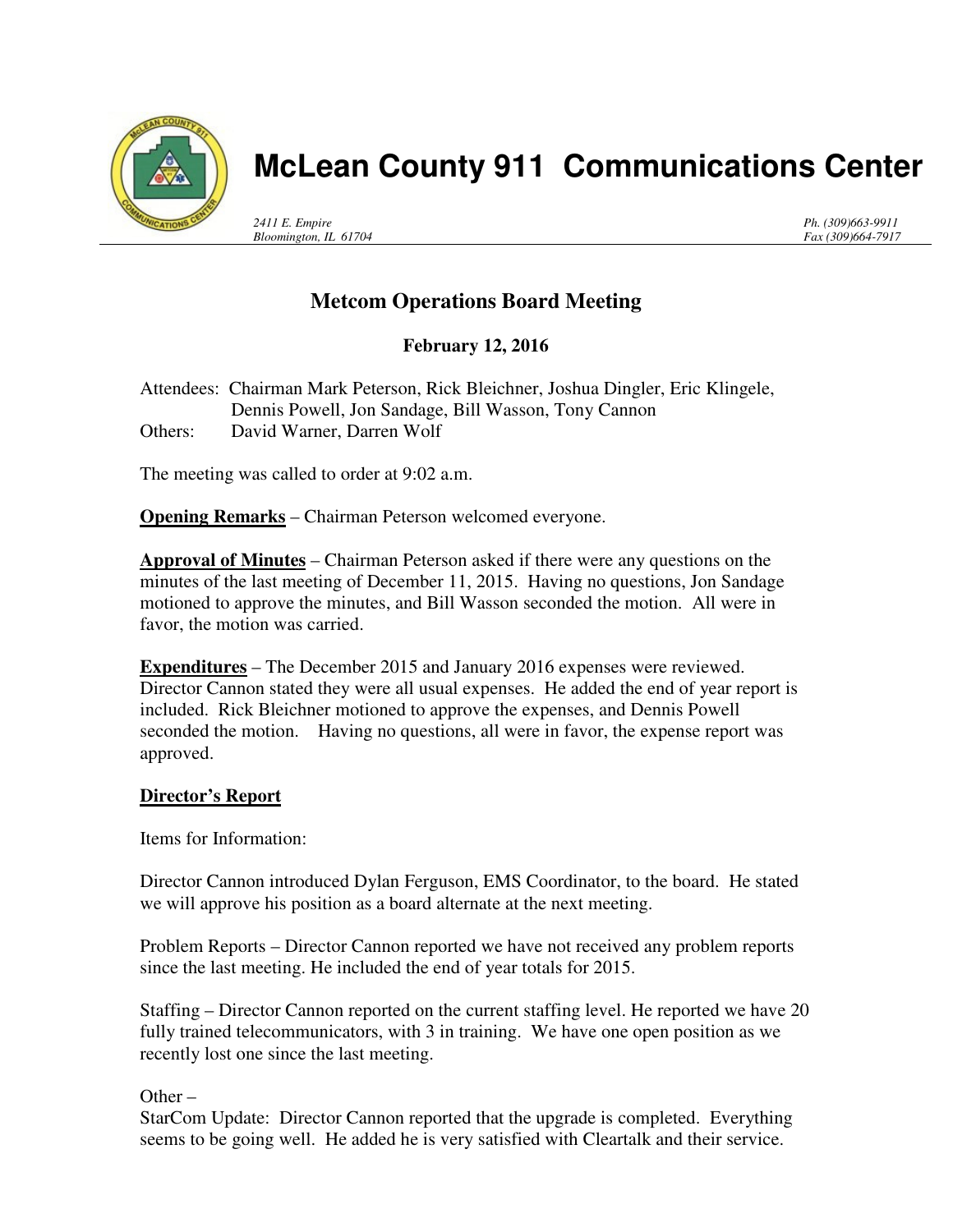# McLean County 911 Communications Center

*2411 E. Empire*
*Bloomington, IL 61704*

*Ph. (309)663-9911*
*Fax (309)664-7917*

## Metcom Operations Board Meeting

**February 12, 2016**

Attendees: Chairman Mark Peterson, Rick Bleichner, Joshua Dingler, Eric Klingele, Dennis Powell, Jon Sandage, Bill Wasson, Tony Cannon
Others: David Warner, Darren Wolf

The meeting was called to order at 9:02 a.m.

**Opening Remarks** – Chairman Peterson welcomed everyone.

**Approval of Minutes** – Chairman Peterson asked if there were any questions on the minutes of the last meeting of December 11, 2015. Having no questions, Jon Sandage motioned to approve the minutes, and Bill Wasson seconded the motion. All were in favor, the motion was carried.

**Expenditures** – The December 2015 and January 2016 expenses were reviewed. Director Cannon stated they were all usual expenses. He added the end of year report is included. Rick Bleichner motioned to approve the expenses, and Dennis Powell seconded the motion. Having no questions, all were in favor, the expense report was approved.

**Director's Report**

Items for Information:

Director Cannon introduced Dylan Ferguson, EMS Coordinator, to the board. He stated we will approve his position as a board alternate at the next meeting.

Problem Reports – Director Cannon reported we have not received any problem reports since the last meeting. He included the end of year totals for 2015.

Staffing – Director Cannon reported on the current staffing level. He reported we have 20 fully trained telecommunicators, with 3 in training. We have one open position as we recently lost one since the last meeting.

Other –
StarCom Update: Director Cannon reported that the upgrade is completed. Everything seems to be going well. He added he is very satisfied with Cleartalk and their service.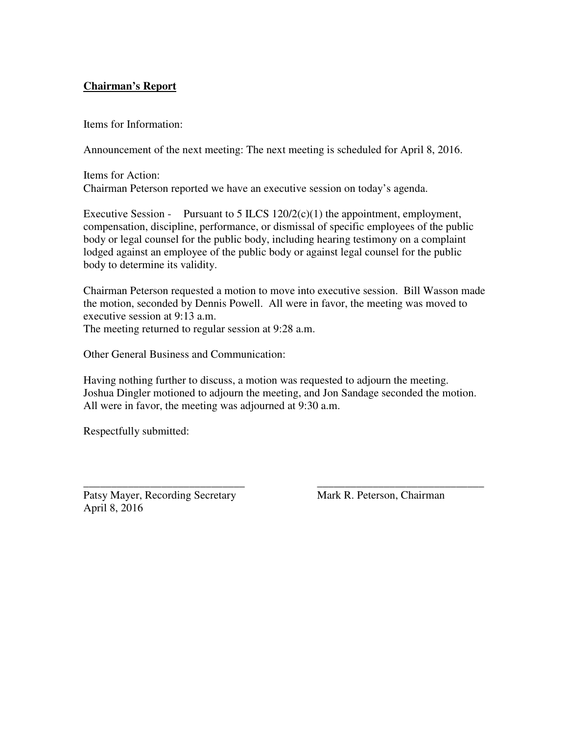**Chairman's Report**

Items for Information:

Announcement of the next meeting: The next meeting is scheduled for April 8, 2016.

Items for Action:
Chairman Peterson reported we have an executive session on today's agenda.

Executive Session - Pursuant to 5 ILCS 120/2(c)(1) the appointment, employment, compensation, discipline, performance, or dismissal of specific employees of the public body or legal counsel for the public body, including hearing testimony on a complaint lodged against an employee of the public body or against legal counsel for the public body to determine its validity.

Chairman Peterson requested a motion to move into executive session. Bill Wasson made the motion, seconded by Dennis Powell. All were in favor, the meeting was moved to executive session at 9:13 a.m.
The meeting returned to regular session at 9:28 a.m.

Other General Business and Communication:

Having nothing further to discuss, a motion was requested to adjourn the meeting. Joshua Dingler motioned to adjourn the meeting, and Jon Sandage seconded the motion. All were in favor, the meeting was adjourned at 9:30 a.m.

Respectfully submitted:

_____________________________
Patsy Mayer, Recording Secretary
April 8, 2016

_____________________________
Mark R. Peterson, Chairman